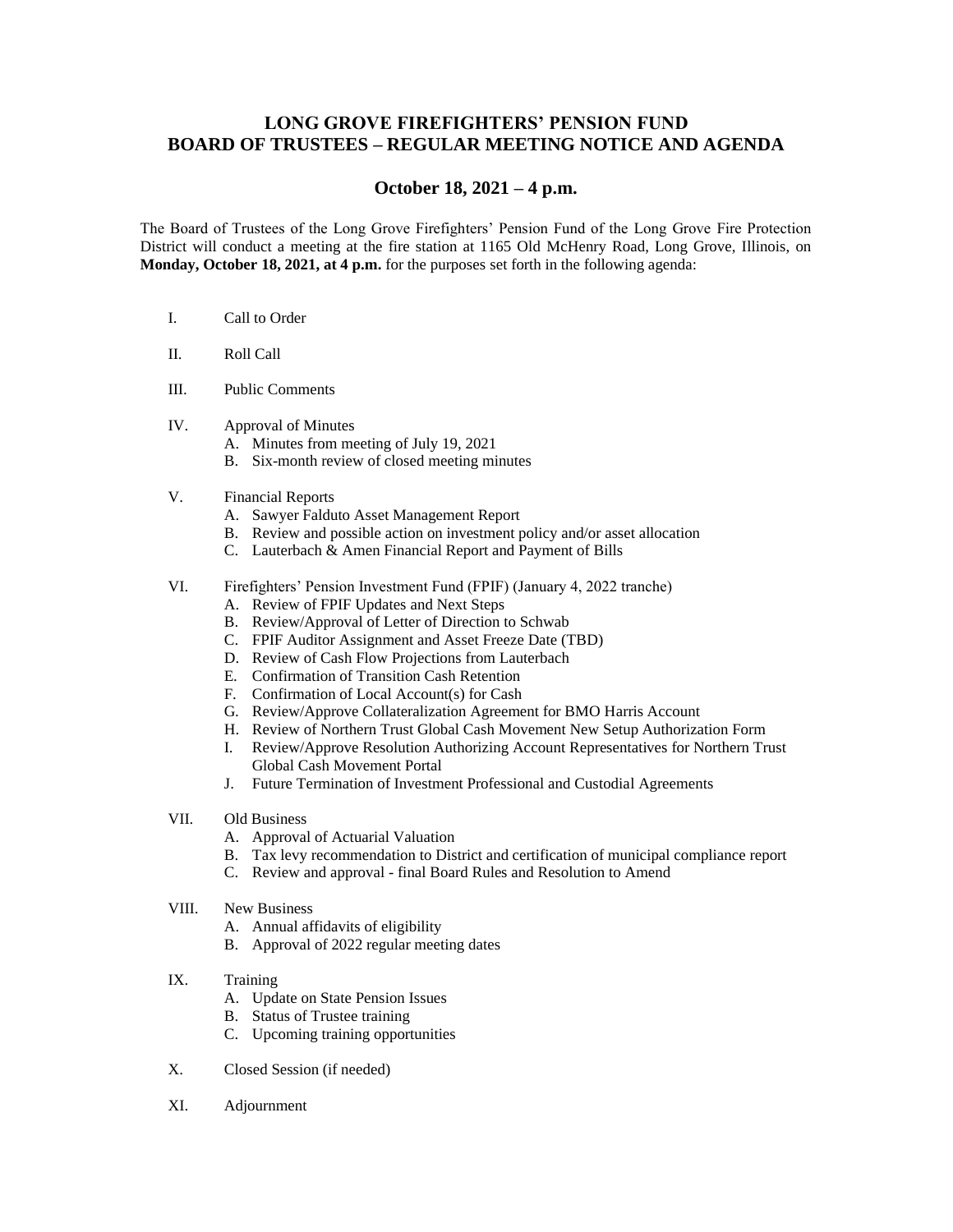# LONG GROVE FIREFIGHTERS' PENSION FUND
# BOARD OF TRUSTEES – REGULAR MEETING NOTICE AND AGENDA

## October 18, 2021 – 4 p.m.

The Board of Trustees of the Long Grove Firefighters' Pension Fund of the Long Grove Fire Protection District will conduct a meeting at the fire station at 1165 Old McHenry Road, Long Grove, Illinois, on **Monday, October 18, 2021, at 4 p.m.** for the purposes set forth in the following agenda:

I. Call to Order

II. Roll Call

III. Public Comments

IV. Approval of Minutes
   - A. Minutes from meeting of July 19, 2021
   - B. Six-month review of closed meeting minutes

V. Financial Reports
   - A. Sawyer Falduto Asset Management Report
   - B. Review and possible action on investment policy and/or asset allocation
   - C. Lauterbach & Amen Financial Report and Payment of Bills

VI. Firefighters' Pension Investment Fund (FPIF) (January 4, 2022 tranche)
   - A. Review of FPIF Updates and Next Steps
   - B. Review/Approval of Letter of Direction to Schwab
   - C. FPIF Auditor Assignment and Asset Freeze Date (TBD)
   - D. Review of Cash Flow Projections from Lauterbach
   - E. Confirmation of Transition Cash Retention
   - F. Confirmation of Local Account(s) for Cash
   - G. Review/Approve Collateralization Agreement for BMO Harris Account
   - H. Review of Northern Trust Global Cash Movement New Setup Authorization Form
   - I. Review/Approve Resolution Authorizing Account Representatives for Northern Trust Global Cash Movement Portal
   - J. Future Termination of Investment Professional and Custodial Agreements

VII. Old Business
   - A. Approval of Actuarial Valuation
   - B. Tax levy recommendation to District and certification of municipal compliance report
   - C. Review and approval - final Board Rules and Resolution to Amend

VIII. New Business
   - A. Annual affidavits of eligibility
   - B. Approval of 2022 regular meeting dates

IX. Training
   - A. Update on State Pension Issues
   - B. Status of Trustee training
   - C. Upcoming training opportunities

X. Closed Session (if needed)

XI. Adjournment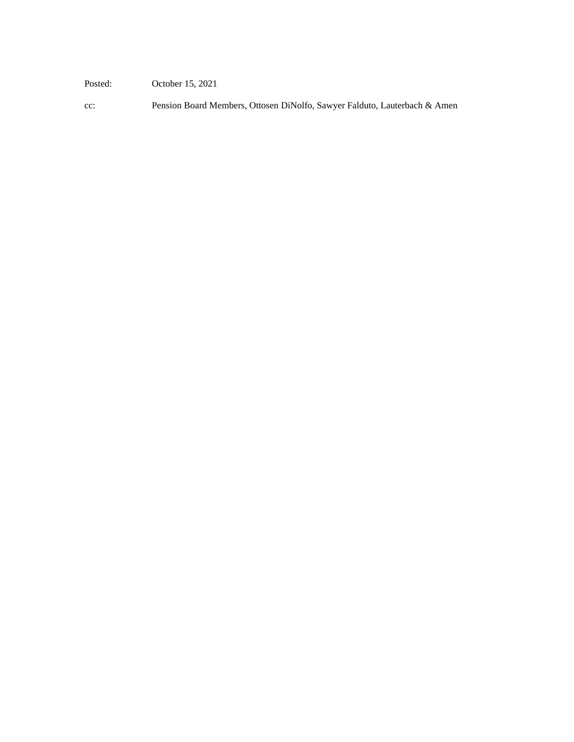Posted: October 15, 2021

cc: Pension Board Members, Ottosen DiNolfo, Sawyer Falduto, Lauterbach & Amen